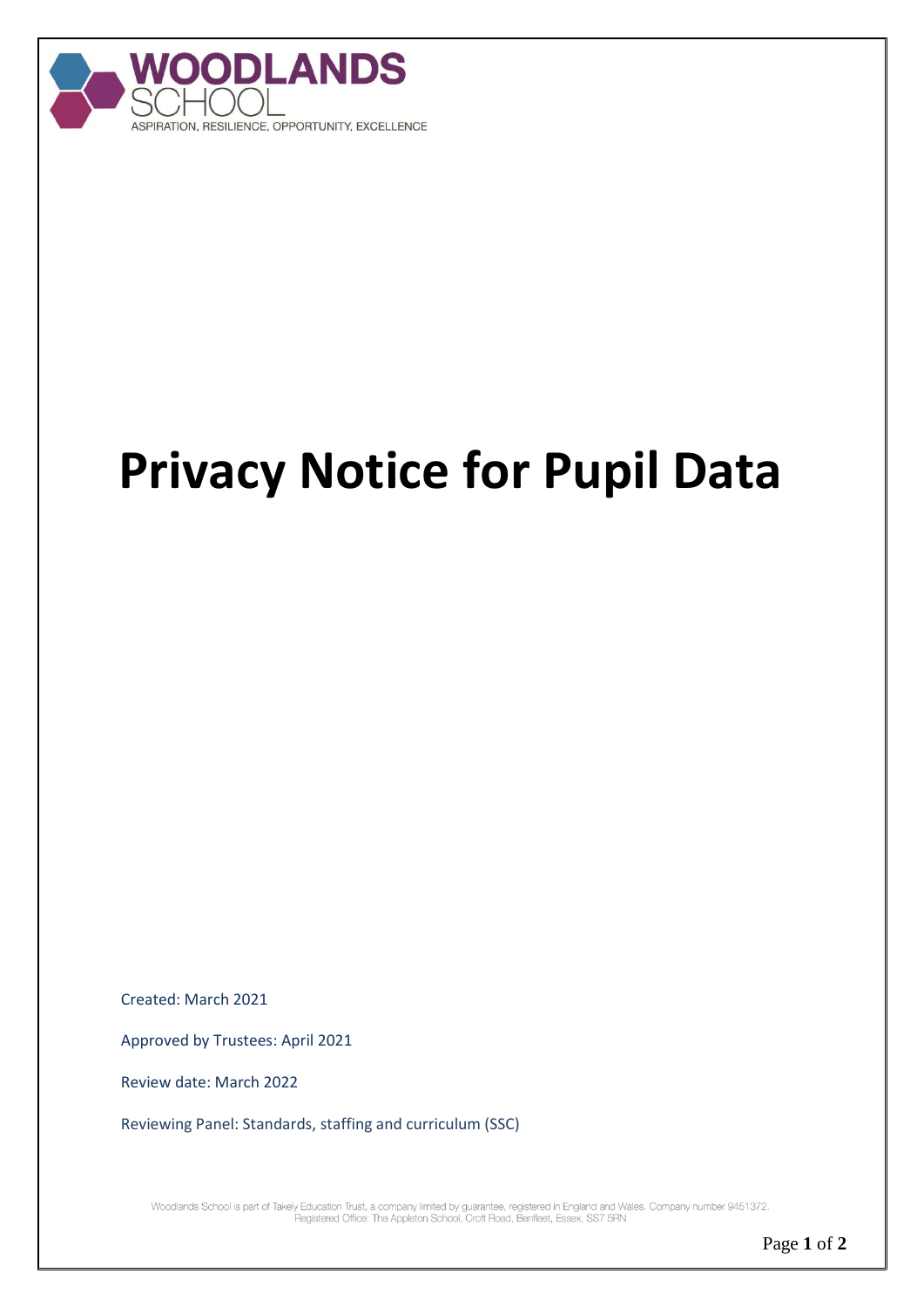WOODLANDS SCHOOL

ASPIRATION, RESILIENCE, OPPORTUNITY, EXCELLENCE

# Privacy Notice for Pupil Data

Created: March 2021

Approved by Trustees: April 2021

Review date: March 2022

Reviewing Panel: Standards, staffing and curriculum (SSC)

Woodlands School is part of Takely Education Trust, a company limited by guarantee, registered in England and Wales. Company number 9451372.
Registered Office: The Appleton School, Croft Road, Benfleet, Essex, SS7 5RN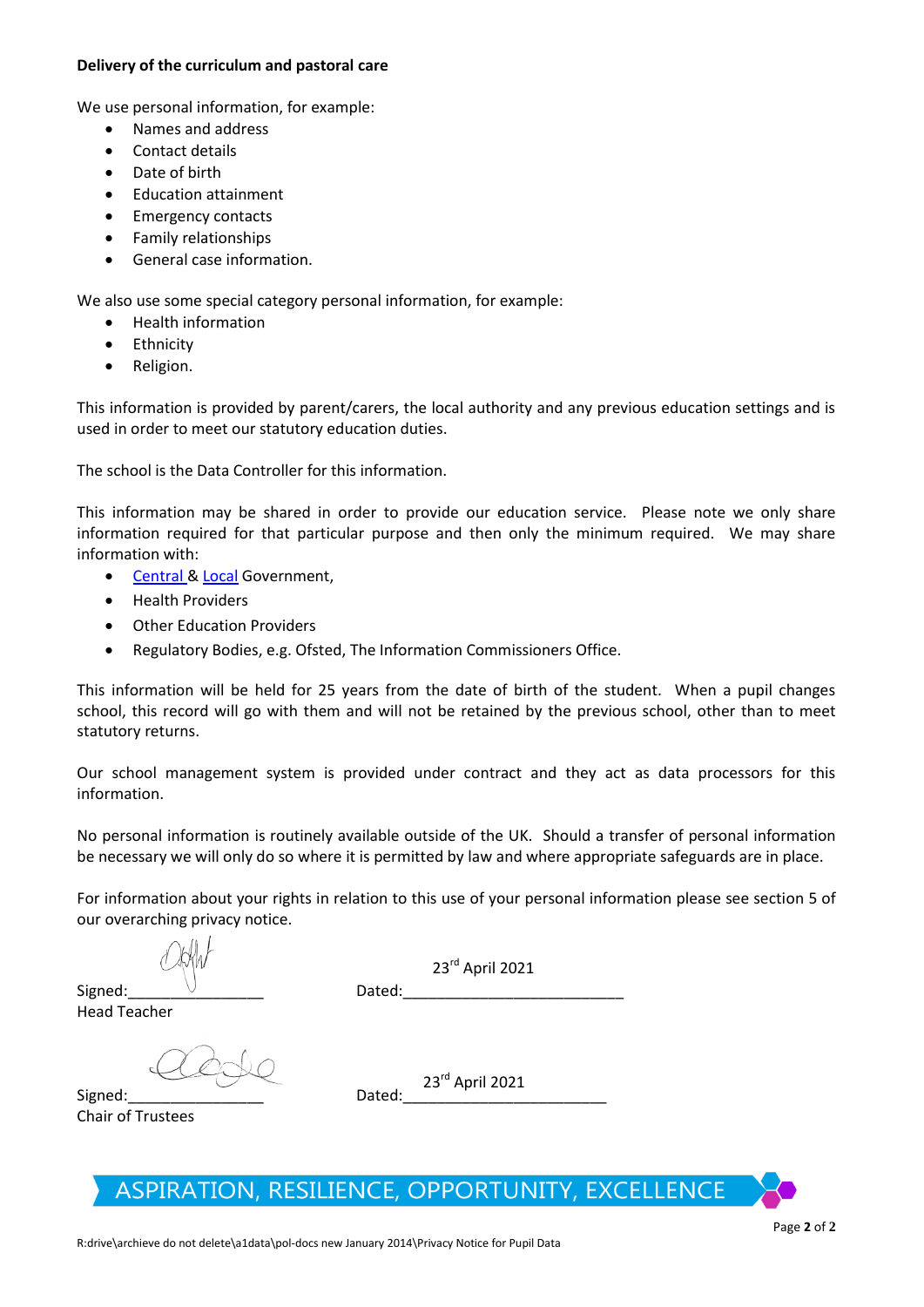**Delivery of the curriculum and pastoral care**

We use personal information, for example:

- Names and address
- Contact details
- Date of birth
- Education attainment
- Emergency contacts
- Family relationships
- General case information.

We also use some special category personal information, for example:

- Health information
- Ethnicity
- Religion.

This information is provided by parent/carers, the local authority and any previous education settings and is used in order to meet our statutory education duties.

The school is the Data Controller for this information.

This information may be shared in order to provide our education service. Please note we only share information required for that particular purpose and then only the minimum required. We may share information with:

- Central & Local Government,
- Health Providers
- Other Education Providers
- Regulatory Bodies, e.g. Ofsted, The Information Commissioners Office.

This information will be held for 25 years from the date of birth of the student. When a pupil changes school, this record will go with them and will not be retained by the previous school, other than to meet statutory returns.

Our school management system is provided under contract and they act as data processors for this information.

No personal information is routinely available outside of the UK. Should a transfer of personal information be necessary we will only do so where it is permitted by law and where appropriate safeguards are in place.

For information about your rights in relation to this use of your personal information please see section 5 of our overarching privacy notice.

Signed:________________ Dated: 23rd April 2021
Head Teacher

Signed:________________ Dated: 23rd April 2021
Chair of Trustees

ASPIRATION, RESILIENCE, OPPORTUNITY, EXCELLENCE

R:drive\archieve do not delete\a1data\pol-docs new January 2014\Privacy Notice for Pupil Data